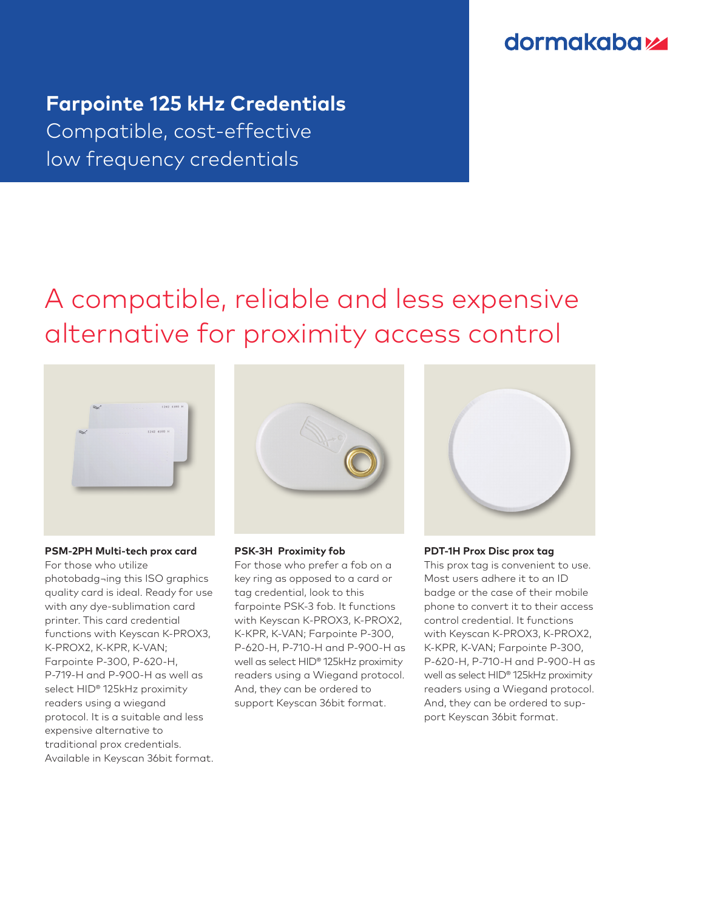dormakaba

# Farpointe 125 kHz Credentials

Compatible, cost-effective low frequency credentials

## A compatible, reliable and less expensive alternative for proximity access control

**PSM-2PH Multi-tech prox card**
For those who utilize photobadg¬ing this ISO graphics quality card is ideal. Ready for use with any dye-sublimation card printer. This card credential functions with Keyscan K-PROX3, K-PROX2, K-KPR, K-VAN; Farpointe P-300, P-620-H, P-719-H and P-900-H as well as select HID® 125kHz proximity readers using a wiegand protocol. It is a suitable and less expensive alternative to traditional prox credentials. Available in Keyscan 36bit format.

**PSK-3H Proximity fob**
For those who prefer a fob on a key ring as opposed to a card or tag credential, look to this farpointe PSK-3 fob. It functions with Keyscan K-PROX3, K-PROX2, K-KPR, K-VAN; Farpointe P-300, P-620-H, P-710-H and P-900-H as well as select HID® 125kHz proximity readers using a Wiegand protocol. And, they can be ordered to support Keyscan 36bit format.

**PDT-1H Prox Disc prox tag**
This prox tag is convenient to use. Most users adhere it to an ID badge or the case of their mobile phone to convert it to their access control credential. It functions with Keyscan K-PROX3, K-PROX2, K-KPR, K-VAN; Farpointe P-300, P-620-H, P-710-H and P-900-H as well as select HID® 125kHz proximity readers using a Wiegand protocol. And, they can be ordered to support Keyscan 36bit format.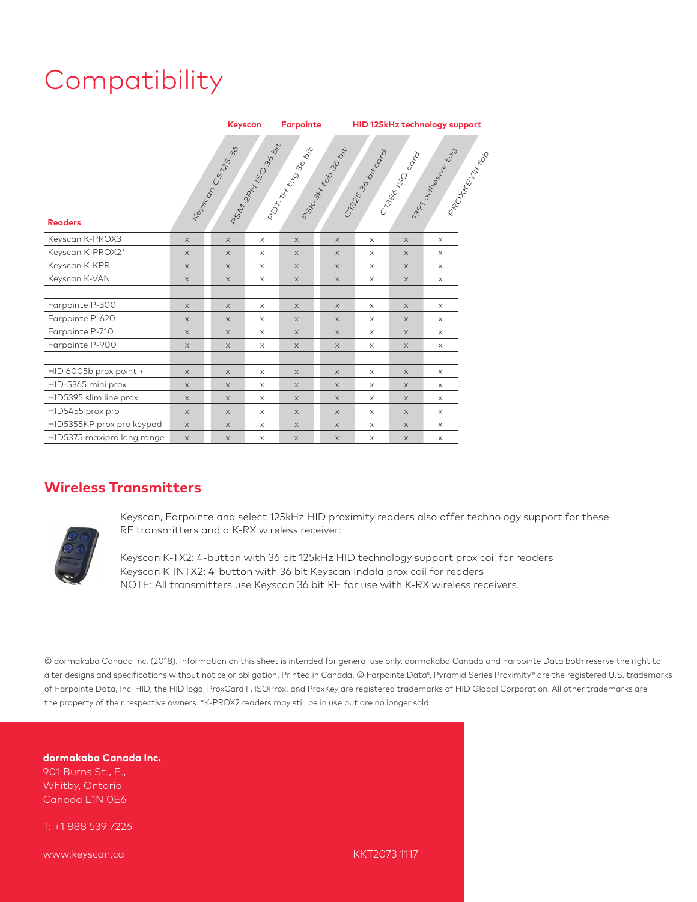# Compatibility

| Readers | Keyscan CS125-36 | PSM-2PH ISO 36 bit | PDT-1H tag 36 bit | PSK-3H fob 36 bit | C1325 36 bitcard | C1386 ISO card | 1391 adhesive tag | PROXKEYIII fob |
|---|---|---|---|---|---|---|---|---|
| | Keyscan | Farpointe | | HID 125kHz technology support | | | | |
| Keyscan K-PROX3 | x | x | x | x | x | x | x | x |
| Keyscan K-PROX2* | x | x | x | x | x | x | x | x |
| Keyscan K-KPR | x | x | x | x | x | x | x | x |
| Keyscan K-VAN | x | x | x | x | x | x | x | x |
| | | | | | | | | |
| Farpointe P-300 | x | x | x | x | x | x | x | x |
| Farpointe P-620 | x | x | x | x | x | x | x | x |
| Farpointe P-710 | x | x | x | x | x | x | x | x |
| Farpointe P-900 | x | x | x | x | x | x | x | x |
| | | | | | | | | |
| HID 6005b prox point + | x | x | x | x | x | x | x | x |
| HID-5365 mini prox | x | x | x | x | x | x | x | x |
| HID5395 slim line prox | x | x | x | x | x | x | x | x |
| HID5455 prox pro | x | x | x | x | x | x | x | x |
| HID5355KP prox pro keypad | x | x | x | x | x | x | x | x |
| HID5375 maxipro long range | x | x | x | x | x | x | x | x |

## Wireless Transmitters

Keyscan, Farpointe and select 125kHz HID proximity readers also offer technology support for these RF transmitters and a K-RX wireless receiver:

Keyscan K-TX2: 4-button with 36 bit 125kHz HID technology support prox coil for readers

Keyscan K-INTX2: 4-button with 36 bit Keyscan Indala prox coil for readers

NOTE: All transmitters use Keyscan 36 bit RF for use with K-RX wireless receivers.

© dormakaba Canada Inc. (2018). Information on this sheet is intended for general use only. dormakaba Canada and Farpointe Data both reserve the right to alter designs and specifications without notice or obligation. Printed in Canada. © Farpointe Data®, Pyramid Series Proximity® are the registered U.S. trademarks of Farpointe Data, Inc. HID, the HID logo, ProxCard II, ISOProx, and ProxKey are registered trademarks of HID Global Corporation. All other trademarks are the property of their respective owners. *K-PROX2 readers may still be in use but are no longer sold.

**dormakaba Canada Inc.**
901 Burns St., E.,
Whitby, Ontario
Canada L1N 0E6

T: +1 888 539 7226

www.keyscan.ca

KKT2073 1117